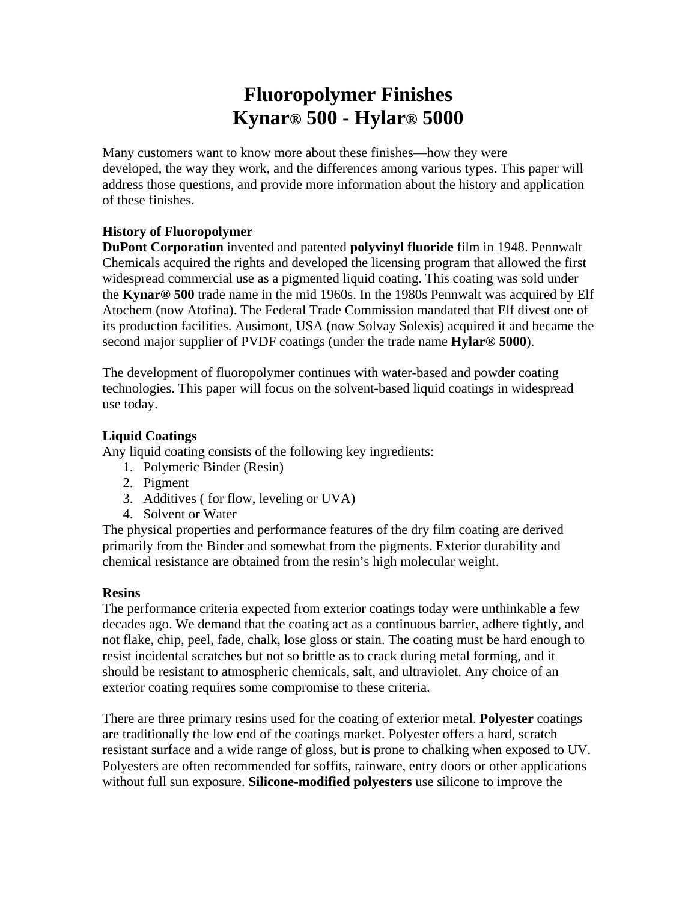# Fluoropolymer Finishes
# Kynar® 500 - Hylar® 5000

Many customers want to know more about these finishes—how they were developed, the way they work, and the differences among various types. This paper will address those questions, and provide more information about the history and application of these finishes.

**History of Fluoropolymer**

**DuPont Corporation** invented and patented **polyvinyl fluoride** film in 1948. Pennwalt Chemicals acquired the rights and developed the licensing program that allowed the first widespread commercial use as a pigmented liquid coating. This coating was sold under the **Kynar® 500** trade name in the mid 1960s. In the 1980s Pennwalt was acquired by Elf Atochem (now Atofina). The Federal Trade Commission mandated that Elf divest one of its production facilities. Ausimont, USA (now Solvay Solexis) acquired it and became the second major supplier of PVDF coatings (under the trade name **Hylar® 5000**).

The development of fluoropolymer continues with water-based and powder coating technologies. This paper will focus on the solvent-based liquid coatings in widespread use today.

**Liquid Coatings**

Any liquid coating consists of the following key ingredients:

1. Polymeric Binder (Resin)
2. Pigment
3. Additives ( for flow, leveling or UVA)
4. Solvent or Water

The physical properties and performance features of the dry film coating are derived primarily from the Binder and somewhat from the pigments. Exterior durability and chemical resistance are obtained from the resin's high molecular weight.

**Resins**

The performance criteria expected from exterior coatings today were unthinkable a few decades ago. We demand that the coating act as a continuous barrier, adhere tightly, and not flake, chip, peel, fade, chalk, lose gloss or stain. The coating must be hard enough to resist incidental scratches but not so brittle as to crack during metal forming, and it should be resistant to atmospheric chemicals, salt, and ultraviolet. Any choice of an exterior coating requires some compromise to these criteria.

There are three primary resins used for the coating of exterior metal. **Polyester** coatings are traditionally the low end of the coatings market. Polyester offers a hard, scratch resistant surface and a wide range of gloss, but is prone to chalking when exposed to UV. Polyesters are often recommended for soffits, rainware, entry doors or other applications without full sun exposure. **Silicone-modified polyesters** use silicone to improve the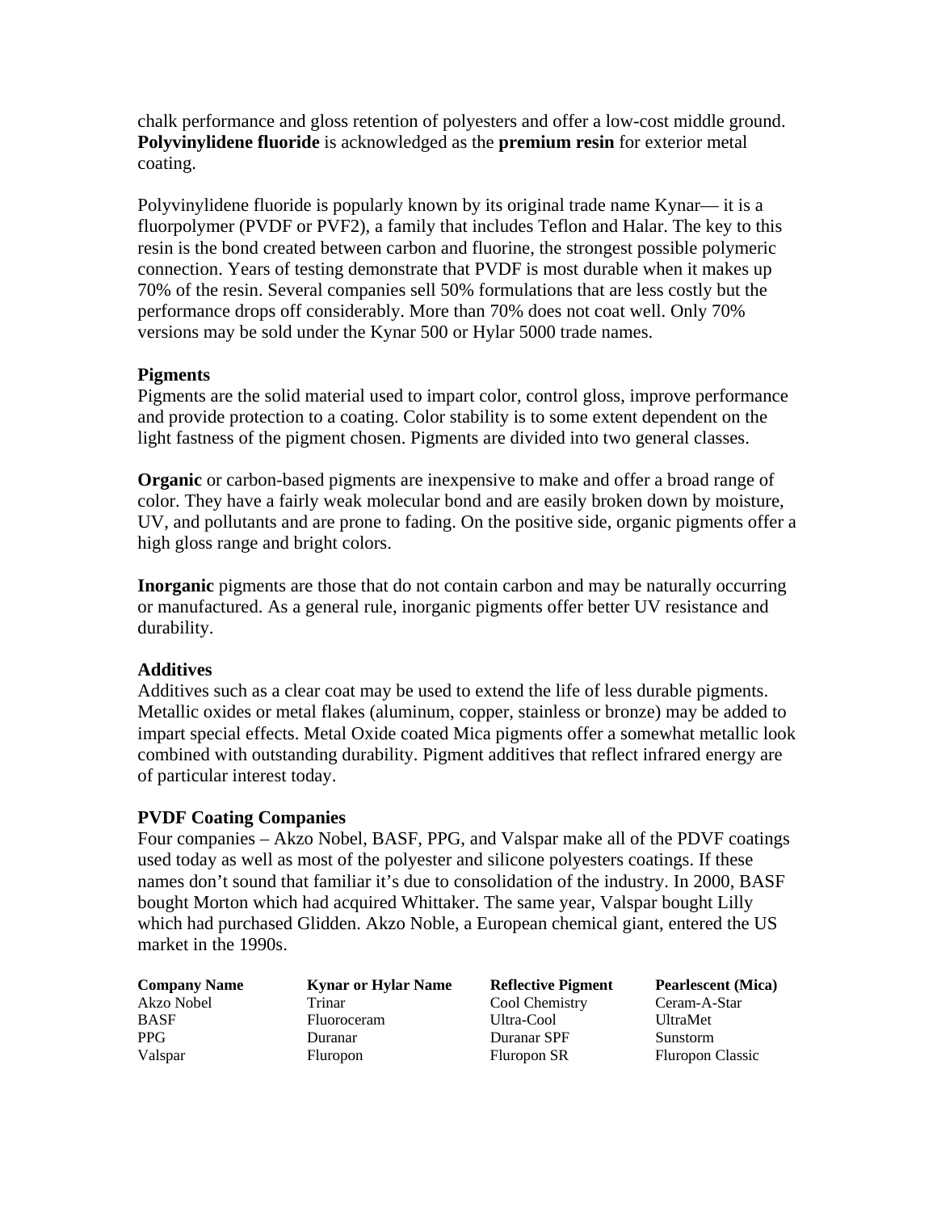chalk performance and gloss retention of polyesters and offer a low-cost middle ground. **Polyvinylidene fluoride** is acknowledged as the **premium resin** for exterior metal coating.

Polyvinylidene fluoride is popularly known by its original trade name Kynar— it is a fluorpolymer (PVDF or PVF2), a family that includes Teflon and Halar. The key to this resin is the bond created between carbon and fluorine, the strongest possible polymeric connection. Years of testing demonstrate that PVDF is most durable when it makes up 70% of the resin. Several companies sell 50% formulations that are less costly but the performance drops off considerably. More than 70% does not coat well. Only 70% versions may be sold under the Kynar 500 or Hylar 5000 trade names.

**Pigments**
Pigments are the solid material used to impart color, control gloss, improve performance and provide protection to a coating. Color stability is to some extent dependent on the light fastness of the pigment chosen. Pigments are divided into two general classes.

**Organic** or carbon-based pigments are inexpensive to make and offer a broad range of color. They have a fairly weak molecular bond and are easily broken down by moisture, UV, and pollutants and are prone to fading. On the positive side, organic pigments offer a high gloss range and bright colors.

**Inorganic** pigments are those that do not contain carbon and may be naturally occurring or manufactured. As a general rule, inorganic pigments offer better UV resistance and durability.

**Additives**
Additives such as a clear coat may be used to extend the life of less durable pigments. Metallic oxides or metal flakes (aluminum, copper, stainless or bronze) may be added to impart special effects. Metal Oxide coated Mica pigments offer a somewhat metallic look combined with outstanding durability. Pigment additives that reflect infrared energy are of particular interest today.

**PVDF Coating Companies**
Four companies – Akzo Nobel, BASF, PPG, and Valspar make all of the PDVF coatings used today as well as most of the polyester and silicone polyesters coatings. If these names don't sound that familiar it's due to consolidation of the industry. In 2000, BASF bought Morton which had acquired Whittaker. The same year, Valspar bought Lilly which had purchased Glidden. Akzo Noble, a European chemical giant, entered the US market in the 1990s.

| Company Name | Kynar or Hylar Name | Reflective Pigment | Pearlescent (Mica) |
|---|---|---|---|
| Akzo Nobel | Trinar | Cool Chemistry | Ceram-A-Star |
| BASF | Fluoroceram | Ultra-Cool | UltraMet |
| PPG | Duranar | Duranar SPF | Sunstorm |
| Valspar | Fluropon | Fluropon SR | Fluropon Classic |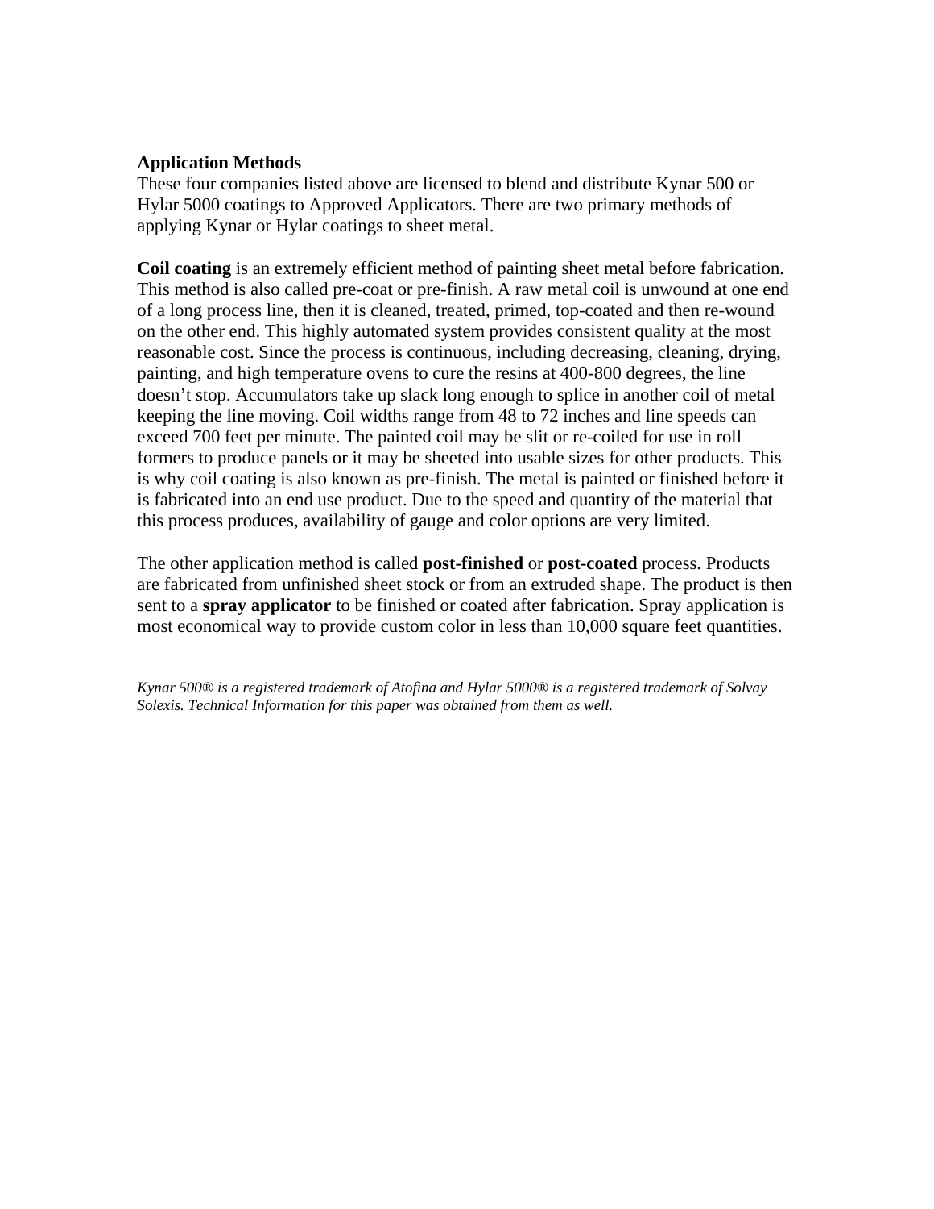**Application Methods**
These four companies listed above are licensed to blend and distribute Kynar 500 or Hylar 5000 coatings to Approved Applicators. There are two primary methods of applying Kynar or Hylar coatings to sheet metal.

**Coil coating** is an extremely efficient method of painting sheet metal before fabrication. This method is also called pre-coat or pre-finish. A raw metal coil is unwound at one end of a long process line, then it is cleaned, treated, primed, top-coated and then re-wound on the other end. This highly automated system provides consistent quality at the most reasonable cost. Since the process is continuous, including decreasing, cleaning, drying, painting, and high temperature ovens to cure the resins at 400-800 degrees, the line doesn't stop. Accumulators take up slack long enough to splice in another coil of metal keeping the line moving. Coil widths range from 48 to 72 inches and line speeds can exceed 700 feet per minute. The painted coil may be slit or re-coiled for use in roll formers to produce panels or it may be sheeted into usable sizes for other products. This is why coil coating is also known as pre-finish. The metal is painted or finished before it is fabricated into an end use product. Due to the speed and quantity of the material that this process produces, availability of gauge and color options are very limited.

The other application method is called **post-finished** or **post-coated** process. Products are fabricated from unfinished sheet stock or from an extruded shape. The product is then sent to a **spray applicator** to be finished or coated after fabrication. Spray application is most economical way to provide custom color in less than 10,000 square feet quantities.

*Kynar 500® is a registered trademark of Atofina and Hylar 5000® is a registered trademark of Solvay Solexis. Technical Information for this paper was obtained from them as well.*